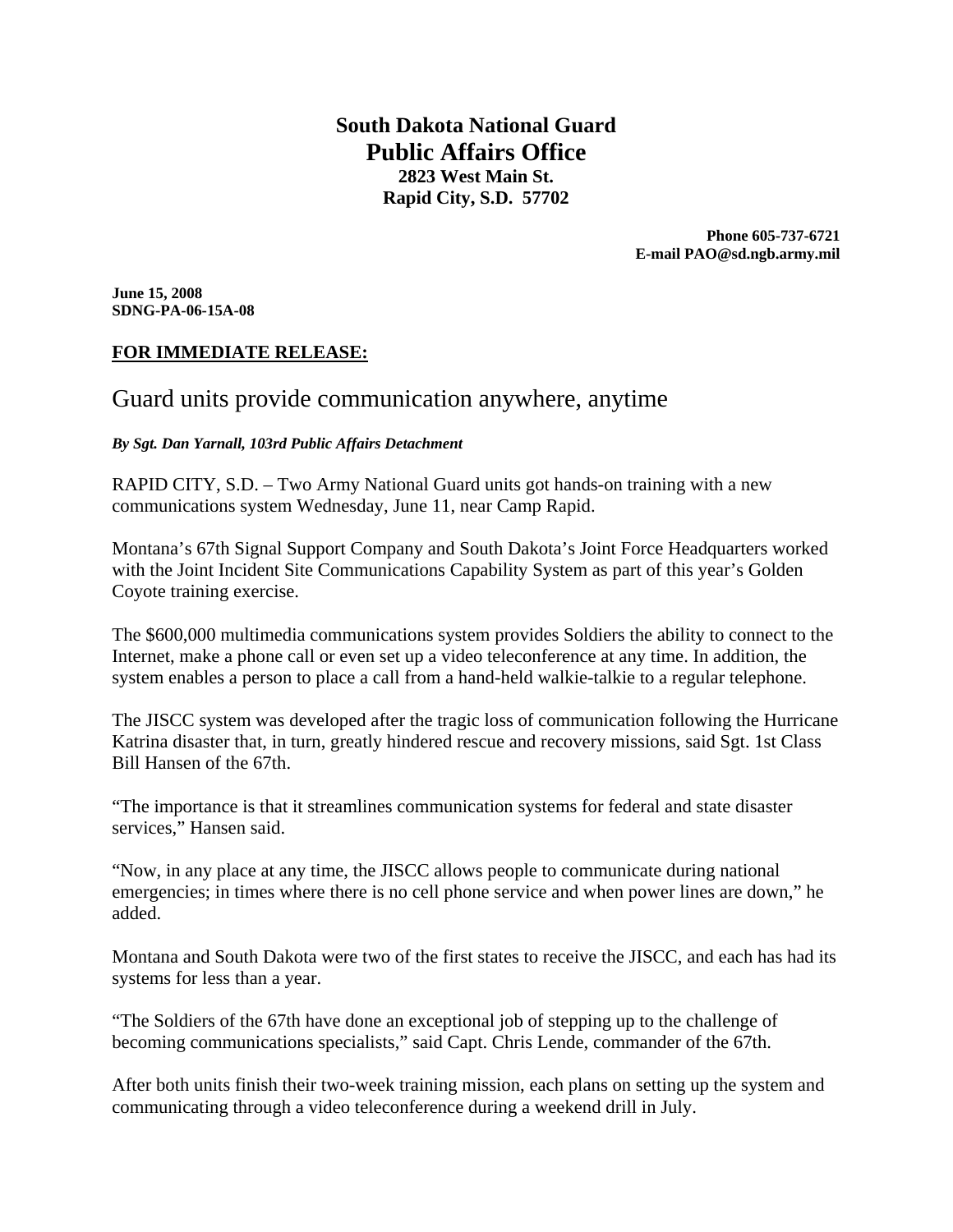**South Dakota National Guard**
# Public Affairs Office
**2823 West Main St.**
**Rapid City, S.D. 57702**

**Phone 605-737-6721**
**E-mail PAO@sd.ngb.army.mil**

**June 15, 2008**
**SDNG-PA-06-15A-08**

**FOR IMMEDIATE RELEASE:**

## Guard units provide communication anywhere, anytime

***By Sgt. Dan Yarnall, 103rd Public Affairs Detachment***

RAPID CITY, S.D. – Two Army National Guard units got hands-on training with a new communications system Wednesday, June 11, near Camp Rapid.

Montana's 67th Signal Support Company and South Dakota's Joint Force Headquarters worked with the Joint Incident Site Communications Capability System as part of this year's Golden Coyote training exercise.

The $600,000 multimedia communications system provides Soldiers the ability to connect to the Internet, make a phone call or even set up a video teleconference at any time. In addition, the system enables a person to place a call from a hand-held walkie-talkie to a regular telephone.

The JISCC system was developed after the tragic loss of communication following the Hurricane Katrina disaster that, in turn, greatly hindered rescue and recovery missions, said Sgt. 1st Class Bill Hansen of the 67th.

"The importance is that it streamlines communication systems for federal and state disaster services," Hansen said.

"Now, in any place at any time, the JISCC allows people to communicate during national emergencies; in times where there is no cell phone service and when power lines are down," he added.

Montana and South Dakota were two of the first states to receive the JISCC, and each has had its systems for less than a year.

"The Soldiers of the 67th have done an exceptional job of stepping up to the challenge of becoming communications specialists," said Capt. Chris Lende, commander of the 67th.

After both units finish their two-week training mission, each plans on setting up the system and communicating through a video teleconference during a weekend drill in July.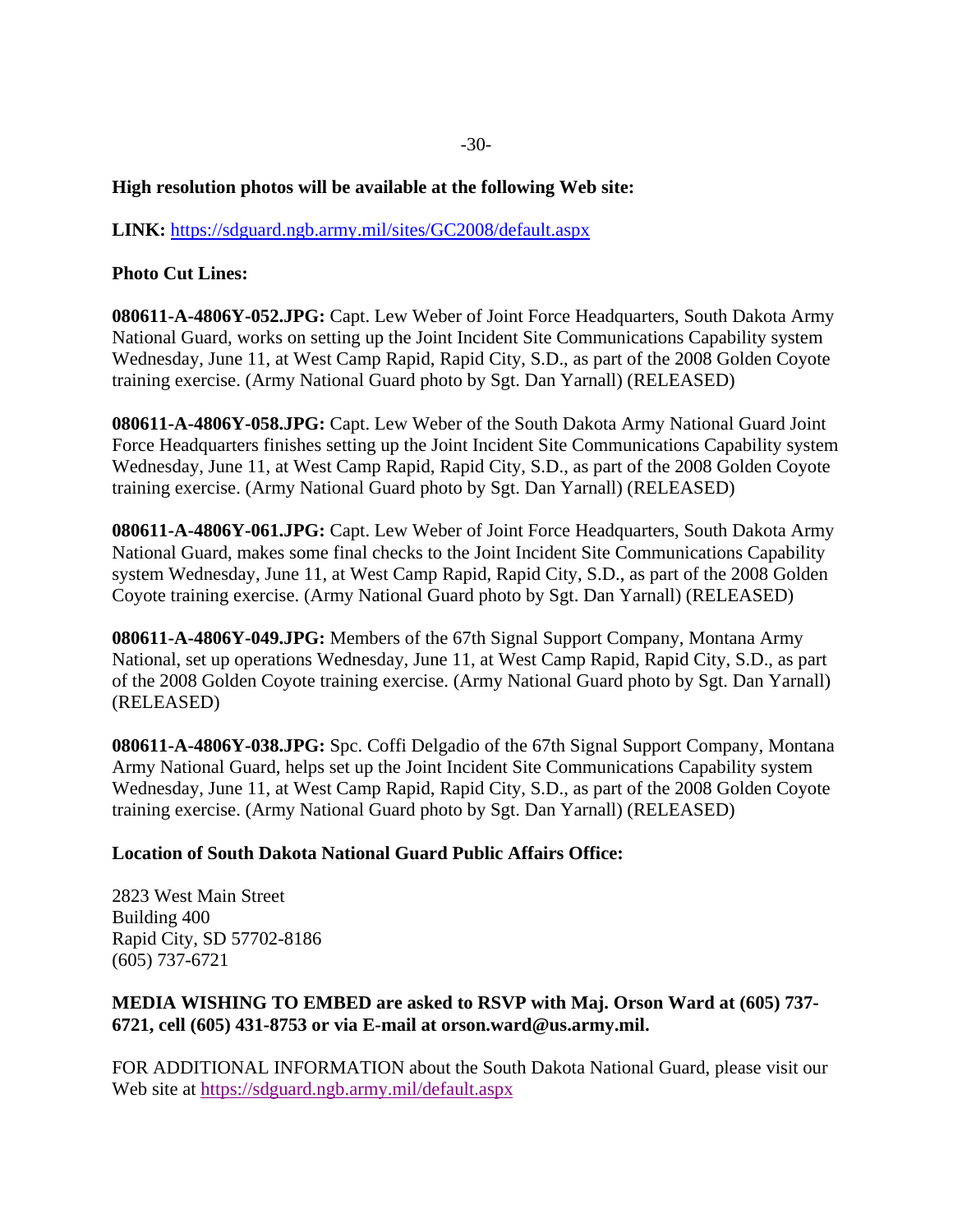-30-

**High resolution photos will be available at the following Web site:**

**LINK:** https://sdguard.ngb.army.mil/sites/GC2008/default.aspx

**Photo Cut Lines:**

**080611-A-4806Y-052.JPG:** Capt. Lew Weber of Joint Force Headquarters, South Dakota Army National Guard, works on setting up the Joint Incident Site Communications Capability system Wednesday, June 11, at West Camp Rapid, Rapid City, S.D., as part of the 2008 Golden Coyote training exercise. (Army National Guard photo by Sgt. Dan Yarnall) (RELEASED)

**080611-A-4806Y-058.JPG:** Capt. Lew Weber of the South Dakota Army National Guard Joint Force Headquarters finishes setting up the Joint Incident Site Communications Capability system Wednesday, June 11, at West Camp Rapid, Rapid City, S.D., as part of the 2008 Golden Coyote training exercise. (Army National Guard photo by Sgt. Dan Yarnall) (RELEASED)

**080611-A-4806Y-061.JPG:** Capt. Lew Weber of Joint Force Headquarters, South Dakota Army National Guard, makes some final checks to the Joint Incident Site Communications Capability system Wednesday, June 11, at West Camp Rapid, Rapid City, S.D., as part of the 2008 Golden Coyote training exercise. (Army National Guard photo by Sgt. Dan Yarnall) (RELEASED)

**080611-A-4806Y-049.JPG:** Members of the 67th Signal Support Company, Montana Army National, set up operations Wednesday, June 11, at West Camp Rapid, Rapid City, S.D., as part of the 2008 Golden Coyote training exercise. (Army National Guard photo by Sgt. Dan Yarnall) (RELEASED)

**080611-A-4806Y-038.JPG:** Spc. Coffi Delgadio of the 67th Signal Support Company, Montana Army National Guard, helps set up the Joint Incident Site Communications Capability system Wednesday, June 11, at West Camp Rapid, Rapid City, S.D., as part of the 2008 Golden Coyote training exercise. (Army National Guard photo by Sgt. Dan Yarnall) (RELEASED)

**Location of South Dakota National Guard Public Affairs Office:**

2823 West Main Street
Building 400
Rapid City, SD 57702-8186
(605) 737-6721

**MEDIA WISHING TO EMBED are asked to RSVP with Maj. Orson Ward at (605) 737-6721, cell (605) 431-8753 or via E-mail at orson.ward@us.army.mil.**

FOR ADDITIONAL INFORMATION about the South Dakota National Guard, please visit our Web site at https://sdguard.ngb.army.mil/default.aspx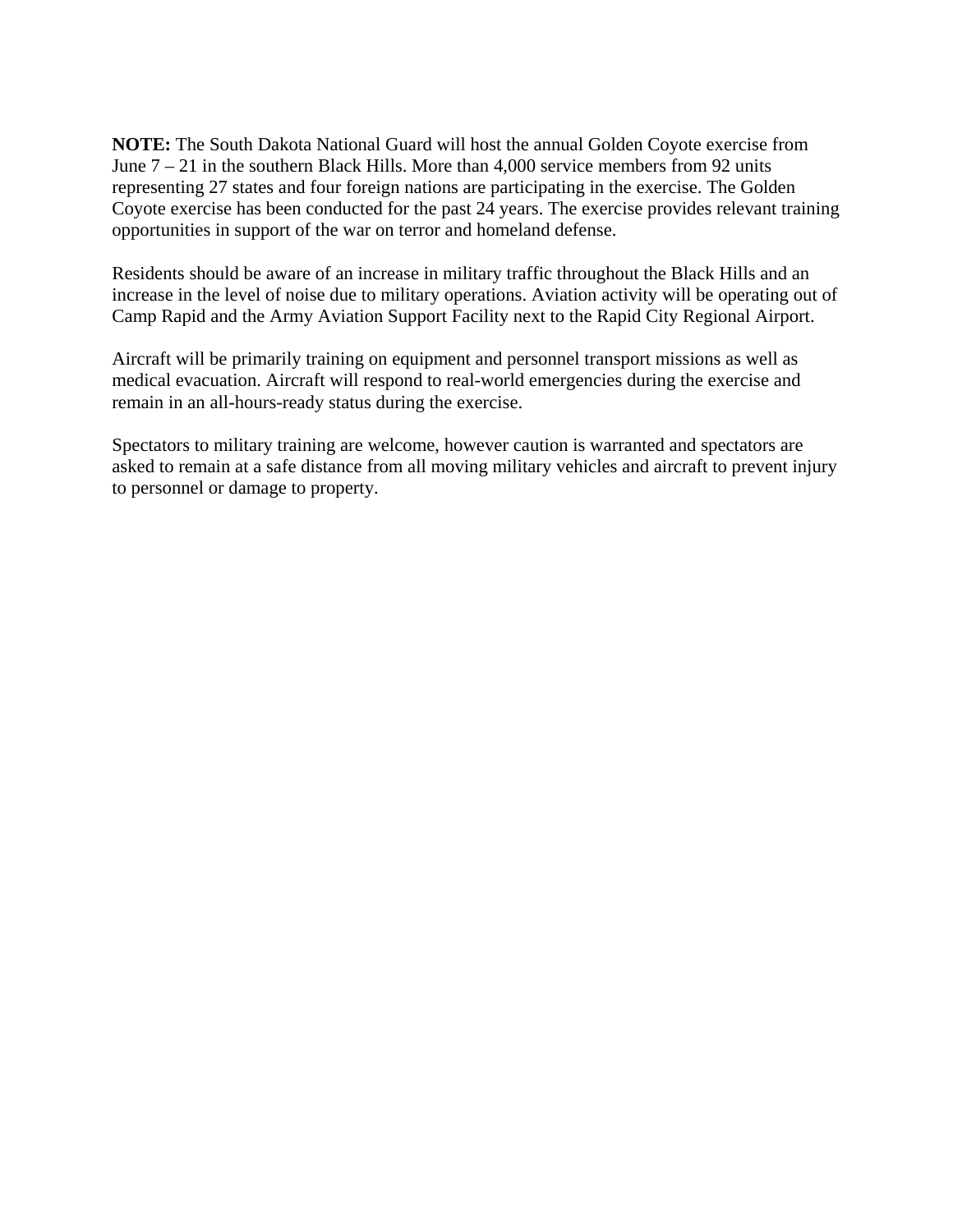**NOTE:** The South Dakota National Guard will host the annual Golden Coyote exercise from June 7 – 21 in the southern Black Hills. More than 4,000 service members from 92 units representing 27 states and four foreign nations are participating in the exercise. The Golden Coyote exercise has been conducted for the past 24 years. The exercise provides relevant training opportunities in support of the war on terror and homeland defense.

Residents should be aware of an increase in military traffic throughout the Black Hills and an increase in the level of noise due to military operations. Aviation activity will be operating out of Camp Rapid and the Army Aviation Support Facility next to the Rapid City Regional Airport.

Aircraft will be primarily training on equipment and personnel transport missions as well as medical evacuation. Aircraft will respond to real-world emergencies during the exercise and remain in an all-hours-ready status during the exercise.

Spectators to military training are welcome, however caution is warranted and spectators are asked to remain at a safe distance from all moving military vehicles and aircraft to prevent injury to personnel or damage to property.